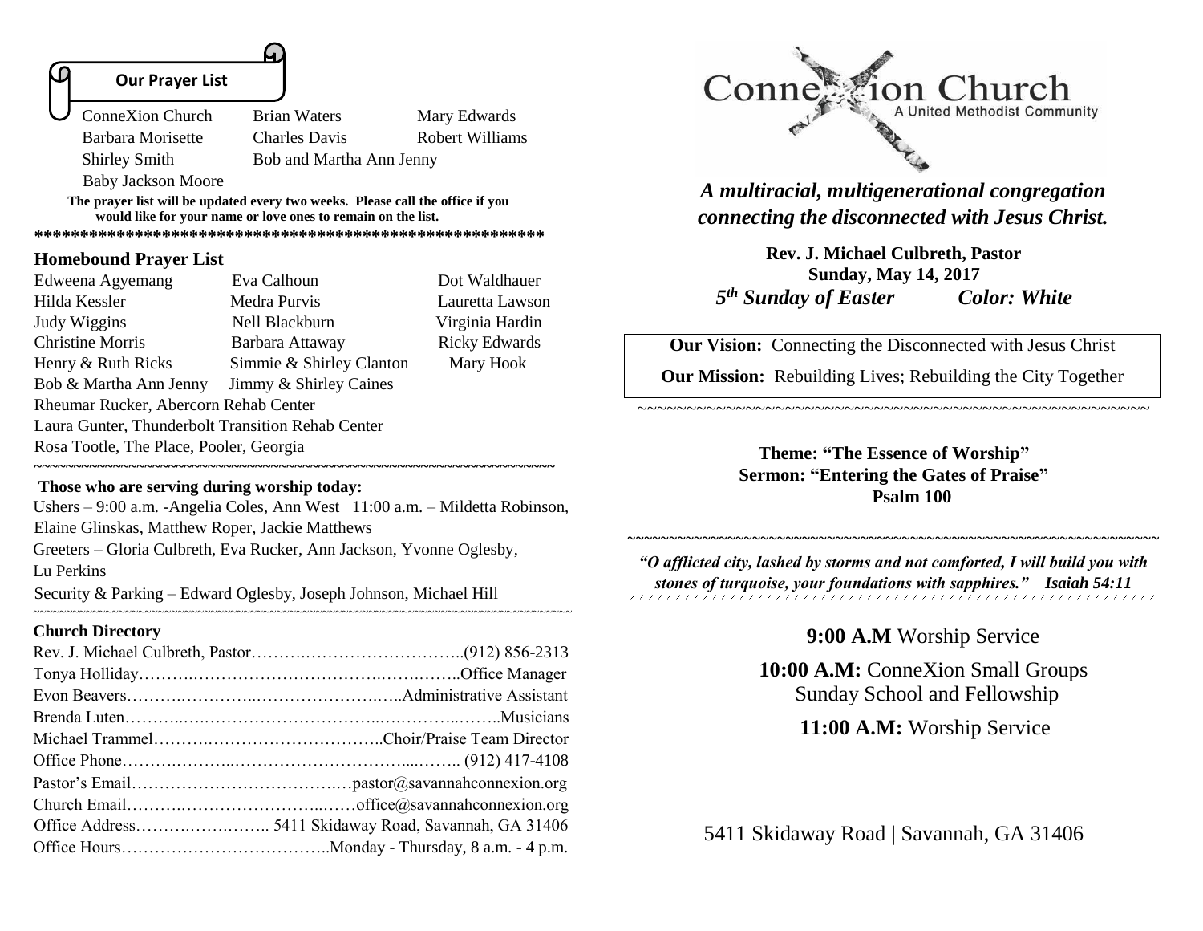## Our Prayer List

ConneXion Church
Brian Waters
Mary Edwards
Barbara Morisette
Charles Davis
Robert Williams
Shirley Smith
Bob and Martha Ann Jenny
Baby Jackson Moore

**The prayer list will be updated every two weeks. Please call the office if you would like for your name or love ones to remain on the list.**

**\*\*\*\*\*\*\*\*\*\*\*\*\*\*\*\*\*\*\*\*\*\*\*\*\*\*\*\*\*\*\*\*\*\*\*\*\*\*\*\*\*\*\*\*\*\*\*\*\*\*\*\*\*\*\*\*\*\*\***

### Homebound Prayer List

Edweena Agyemang
Eva Calhoun
Dot Waldhauer
Hilda Kessler
Medra Purvis
Lauretta Lawson
Judy Wiggins
Nell Blackburn
Virginia Hardin
Christine Morris
Barbara Attaway
Ricky Edwards
Henry & Ruth Ricks
Simmie & Shirley Clanton
Mary Hook
Bob & Martha Ann Jenny
Jimmy & Shirley Caines
Rheumar Rucker, Abercorn Rehab Center
Laura Gunter, Thunderbolt Transition Rehab Center
Rosa Tootle, The Place, Pooler, Georgia

~~~~~~~~~~~~~~~~~~~~~~~~~~~~~~~~~~~~~~~~~~~~~~~~~~~~~~~~~~~~~~~~~~~~~~

**Those who are serving during worship today:**

Ushers – 9:00 a.m. -Angelia Coles, Ann West 11:00 a.m. – Mildetta Robinson, Elaine Glinskas, Matthew Roper, Jackie Matthews

Greeters – Gloria Culbreth, Eva Rucker, Ann Jackson, Yvonne Oglesby, Lu Perkins

Security & Parking – Edward Oglesby, Joseph Johnson, Michael Hill

### Church Directory

Rev. J. Michael Culbreth, Pastor……………………………………..(912) 856-2313
Tonya Holliday………………………………………………..Office Manager
Evon Beavers…………………………………………..Administrative Assistant
Brenda Luten……………………………………………………………..Musicians
Michael Trammel…………………………………..Choir/Praise Team Director
Office Phone…………………………………………………….. (912) 417-4108
Pastor's Email………………………………….pastor@savannahconnexion.org
Church Email………………………………office@savannahconnexion.org
Office Address……………………. 5411 Skidaway Road, Savannah, GA 31406
Office Hours………………………………..Monday - Thursday, 8 a.m. - 4 p.m.

# ConneXion Church
A United Methodist Community

***A multiracial, multigenerational congregation connecting the disconnected with Jesus Christ.***

**Rev. J. Michael Culbreth, Pastor**
**Sunday, May 14, 2017**
***5th Sunday of Easter Color: White***

**Our Vision:** Connecting the Disconnected with Jesus Christ

**Our Mission:** Rebuilding Lives; Rebuilding the City Together

**Theme: "The Essence of Worship"**
**Sermon: "Entering the Gates of Praise"**
**Psalm 100**

***"O afflicted city, lashed by storms and not comforted, I will build you with stones of turquoise, your foundations with sapphires." Isaiah 54:11***

**9:00 A.M** Worship Service

**10:00 A.M:** ConneXion Small Groups
Sunday School and Fellowship

**11:00 A.M:** Worship Service

5411 Skidaway Road | Savannah, GA 31406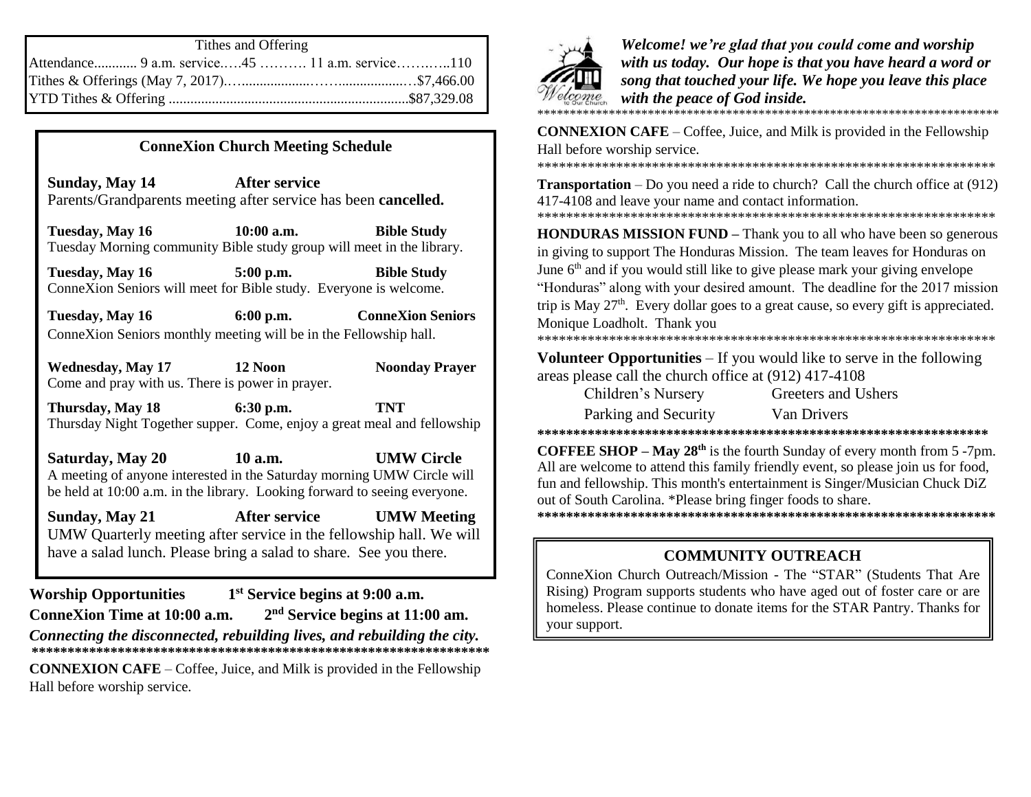## Tithes and Offering

Attendance............ 9 a.m. service.….45 ………. 11 a.m. service……….110

Tithes & Offerings (May 7, 2017).…..................……..................…$7,466.00

YTD Tithes & Offering ...................................................................$87,329.08

## ConneXion Church Meeting Schedule

**Sunday, May 14** **After service**
Parents/Grandparents meeting after service has been **cancelled.**

**Tuesday, May 16** **10:00 a.m.** **Bible Study**
Tuesday Morning community Bible study group will meet in the library.

**Tuesday, May 16** **5:00 p.m.** **Bible Study**
ConneXion Seniors will meet for Bible study. Everyone is welcome.

**Tuesday, May 16** **6:00 p.m.** **ConneXion Seniors**
ConneXion Seniors monthly meeting will be in the Fellowship hall.

**Wednesday, May 17** **12 Noon** **Noonday Prayer**
Come and pray with us. There is power in prayer.

**Thursday, May 18** **6:30 p.m.** **TNT**
Thursday Night Together supper. Come, enjoy a great meal and fellowship

**Saturday, May 20** **10 a.m.** **UMW Circle**
A meeting of anyone interested in the Saturday morning UMW Circle will be held at 10:00 a.m. in the library. Looking forward to seeing everyone.

**Sunday, May 21** **After service** **UMW Meeting**
UMW Quarterly meeting after service in the fellowship hall. We will have a salad lunch. Please bring a salad to share. See you there.

**Worship Opportunities** **1st Service begins at 9:00 a.m.**
**ConneXion Time at 10:00 a.m.** **2nd Service begins at 11:00 am.**

***Connecting the disconnected, rebuilding lives, and rebuilding the city.***

**CONNEXION CAFE** – Coffee, Juice, and Milk is provided in the Fellowship Hall before worship service.

***Welcome! we're glad that you could come and worship with us today. Our hope is that you have heard a word or song that touched your life. We hope you leave this place with the peace of God inside.***

**CONNEXION CAFE** – Coffee, Juice, and Milk is provided in the Fellowship Hall before worship service.

**Transportation** – Do you need a ride to church? Call the church office at (912) 417-4108 and leave your name and contact information.

**HONDURAS MISSION FUND –** Thank you to all who have been so generous in giving to support The Honduras Mission. The team leaves for Honduras on June 6th and if you would still like to give please mark your giving envelope "Honduras" along with your desired amount. The deadline for the 2017 mission trip is May 27th. Every dollar goes to a great cause, so every gift is appreciated. Monique Loadholt. Thank you

**Volunteer Opportunities** – If you would like to serve in the following areas please call the church office at (912) 417-4108

- Children's Nursery
- Greeters and Ushers
- Parking and Security
- Van Drivers

**COFFEE SHOP – May 28th** is the fourth Sunday of every month from 5 -7pm. All are welcome to attend this family friendly event, so please join us for food, fun and fellowship. This month's entertainment is Singer/Musician Chuck DiZ out of South Carolina. *Please bring finger foods to share.

## COMMUNITY OUTREACH

ConneXion Church Outreach/Mission - The "STAR" (Students That Are Rising) Program supports students who have aged out of foster care or are homeless. Please continue to donate items for the STAR Pantry. Thanks for your support.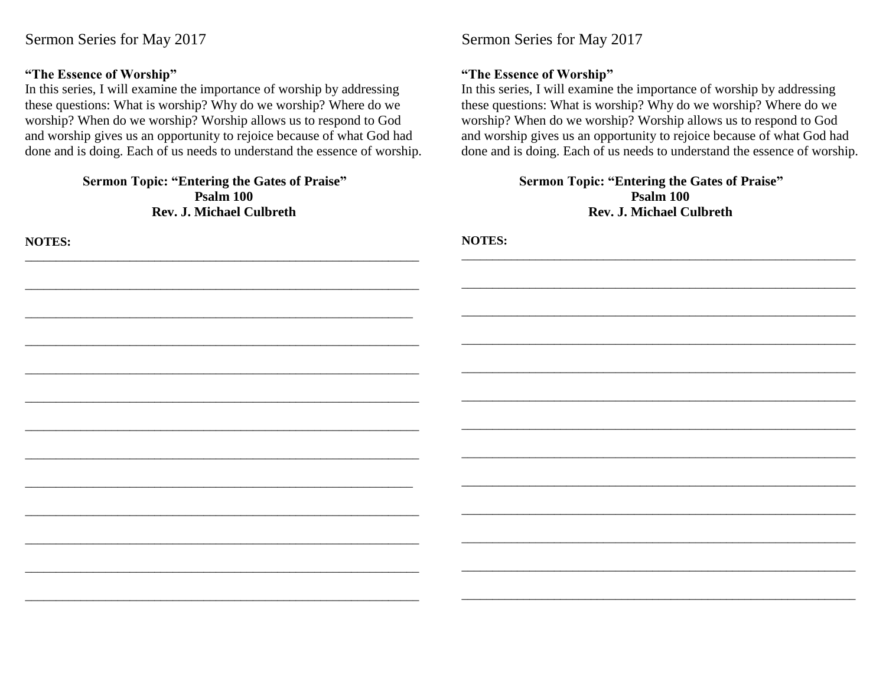Sermon Series for May 2017

**"The Essence of Worship"**
In this series, I will examine the importance of worship by addressing these questions: What is worship? Why do we worship? Where do we worship? When do we worship? Worship allows us to respond to God and worship gives us an opportunity to rejoice because of what God had done and is doing. Each of us needs to understand the essence of worship.

**Sermon Topic: "Entering the Gates of Praise"**
**Psalm 100**
**Rev. J. Michael Culbreth**

**NOTES:**

_____________________________________________________________

_____________________________________________________________

_____________________________________________________________

_____________________________________________________________

_____________________________________________________________

_____________________________________________________________

_____________________________________________________________

_____________________________________________________________

_____________________________________________________________

_____________________________________________________________

_____________________________________________________________

_____________________________________________________________

_____________________________________________________________

Sermon Series for May 2017

**"The Essence of Worship"**
In this series, I will examine the importance of worship by addressing these questions: What is worship? Why do we worship? Where do we worship? When do we worship? Worship allows us to respond to God and worship gives us an opportunity to rejoice because of what God had done and is doing. Each of us needs to understand the essence of worship.

**Sermon Topic: "Entering the Gates of Praise"**
**Psalm 100**
**Rev. J. Michael Culbreth**

**NOTES:**

_____________________________________________________________

_____________________________________________________________

_____________________________________________________________

_____________________________________________________________

_____________________________________________________________

_____________________________________________________________

_____________________________________________________________

_____________________________________________________________

_____________________________________________________________

_____________________________________________________________

_____________________________________________________________

_____________________________________________________________

_____________________________________________________________